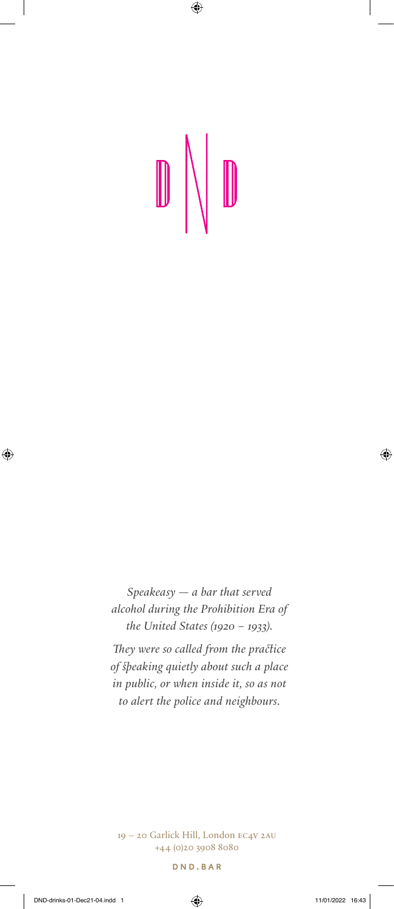# DND

*Speakeasy — a bar that served alcohol during the Prohibition Era of the United States (1920 – 1933).*

*They were so called from the practice of speaking quietly about such a place in public, or when inside it, so as not to alert the police and neighbours.*

19 – 20 Garlick Hill, London EC4V 2AU
+44 (0)20 3908 8080

**DND.BAR**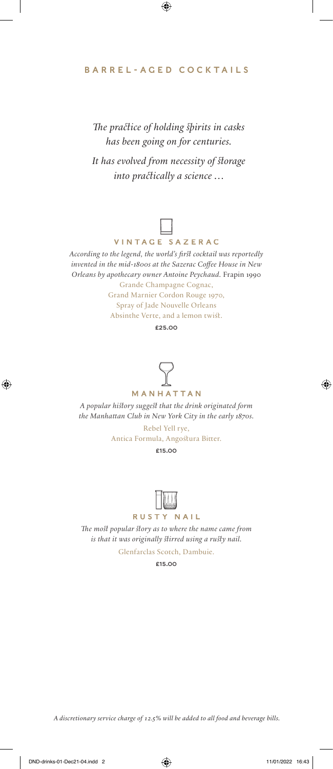# BARREL-AGED COCKTAILS

*The practice of holding spirits in casks has been going on for centuries.*

*It has evolved from necessity of storage into practically a science …*

## VINTAGE SAZERAC

*According to the legend, the world's first cocktail was reportedly invented in the mid-1800s at the Sazerac Coffee House in New Orleans by apothecary owner Antoine Peychaud.* Frapin 1990

Grande Champagne Cognac,
Grand Marnier Cordon Rouge 1970,
Spray of Jade Nouvelle Orleans
Absinthe Verte, and a lemon twist.

**£25.00**

## MANHATTAN

*A popular history suggest that the drink originated form the Manhattan Club in New York City in the early 1870s.*

Rebel Yell rye,
Antica Formula, Angostura Bitter.

**£15.00**

## RUSTY NAIL

*The most popular story as to where the name came from is that it was originally stirred using a rusty nail.*

Glenfarclas Scotch, Dambuie.

**£15.00**

*A discretionary service charge of 12.5% will be added to all food and beverage bills.*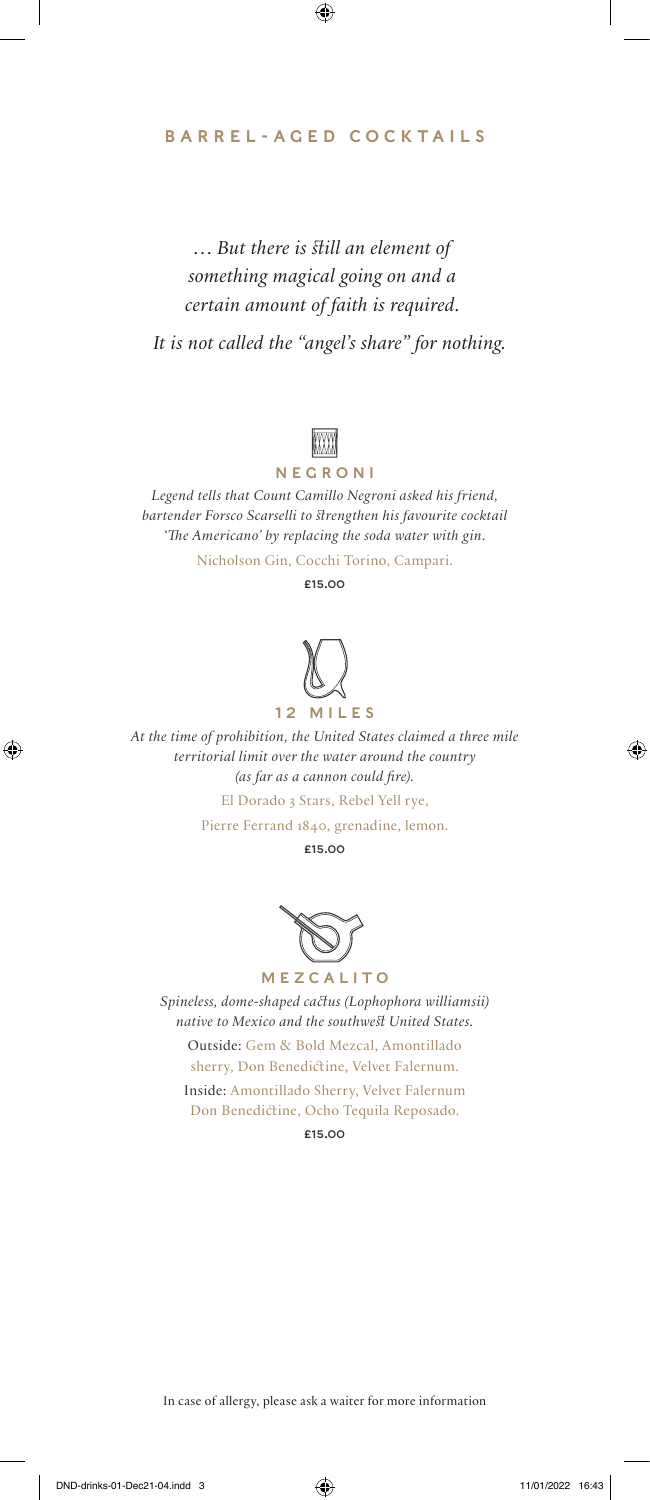## BARREL-AGED COCKTAILS

*... But there is still an element of something magical going on and a certain amount of faith is required.*

*It is not called the "angel's share" for nothing.*

### NEGRONI

*Legend tells that Count Camillo Negroni asked his friend, bartender Forsco Scarselli to strengthen his favourite cocktail 'The Americano' by replacing the soda water with gin.*

Nicholson Gin, Cocchi Torino, Campari.

**£15.00**

### 12 MILES

*At the time of prohibition, the United States claimed a three mile territorial limit over the water around the country (as far as a cannon could fire).*

El Dorado 3 Stars, Rebel Yell rye,
Pierre Ferrand 1840, grenadine, lemon.

**£15.00**

### MEZCALITO

*Spineless, dome-shaped cactus (Lophophora williamsii) native to Mexico and the southwest United States.*

Outside: Gem & Bold Mezcal, Amontillado sherry, Don Benedictine, Velvet Falernum.

Inside: Amontillado Sherry, Velvet Falernum Don Benedictine, Ocho Tequila Reposado.

**£15.00**

In case of allergy, please ask a waiter for more information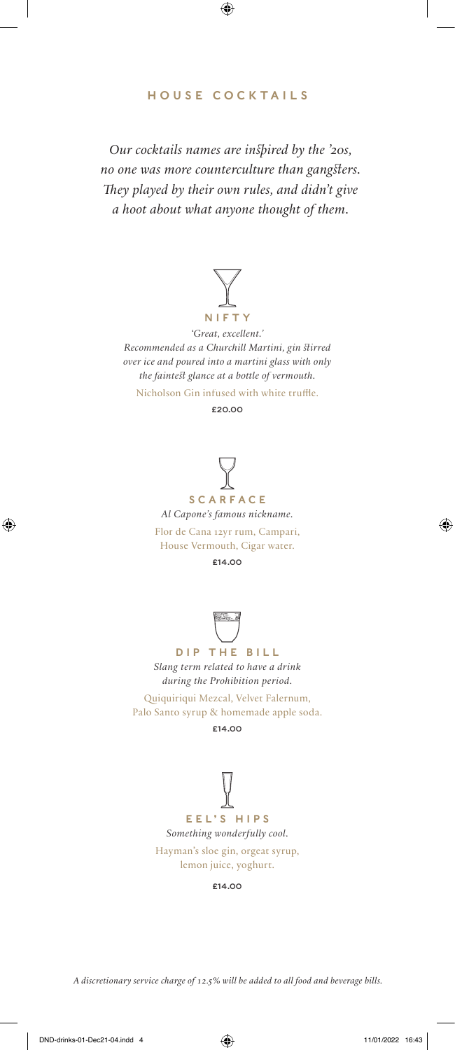## HOUSE COCKTAILS

*Our cocktails names are inspired by the '20s, no one was more counterculture than gangsters. They played by their own rules, and didn't give a hoot about what anyone thought of them.*

### NIFTY

*'Great, excellent.'*
*Recommended as a Churchill Martini, gin stirred over ice and poured into a martini glass with only the faintest glance at a bottle of vermouth.*

Nicholson Gin infused with white truffle.

**£20.00**

### SCARFACE

*Al Capone's famous nickname.*

Flor de Cana 12yr rum, Campari, House Vermouth, Cigar water.

**£14.00**

### DIP THE BILL

*Slang term related to have a drink during the Prohibition period.*

Quiquiriqui Mezcal, Velvet Falernum, Palo Santo syrup & homemade apple soda.

**£14.00**

### EEL'S HIPS

*Something wonderfully cool.*

Hayman's sloe gin, orgeat syrup, lemon juice, yoghurt.

**£14.00**

*A discretionary service charge of 12.5% will be added to all food and beverage bills.*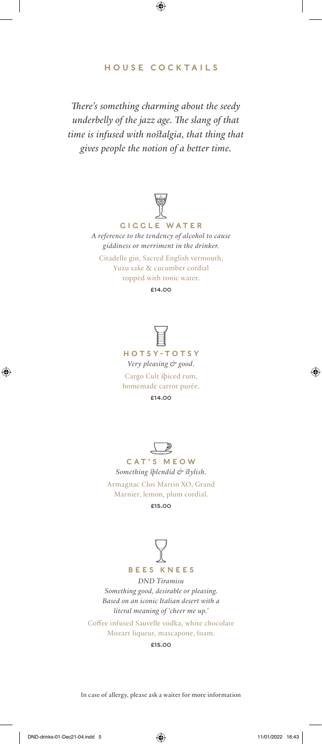## HOUSE COCKTAILS

*There's something charming about the seedy underbelly of the jazz age. The slang of that time is infused with nostalgia, that thing that gives people the notion of a better time.*

### GIGGLE WATER

*A reference to the tendency of alcohol to cause giddiness or merriment in the drinker.*

Citadelle gin, Sacred English vermouth, Yuzu sake & cucumber cordial topped with tonic water.

**£14.00**

### HOTSY-TOTSY

*Very pleasing & good.*

Cargo Cult spiced rum, homemade carrot purée.

**£14.00**

### CAT'S MEOW

*Something splendid & stylish.*

Armagnac Clos Martin XO, Grand Marnier, lemon, plum cordial.

**£15.00**

### BEES KNEES

*DND Tiramisu*

*Something good, desirable or pleasing. Based on an iconic Italian desert with a literal meaning of 'cheer me up.'*

Coffee infused Sauvelle vodka, white chocolate Mozart liqueur, mascapone, foam.

**£15.00**

In case of allergy, please ask a waiter for more information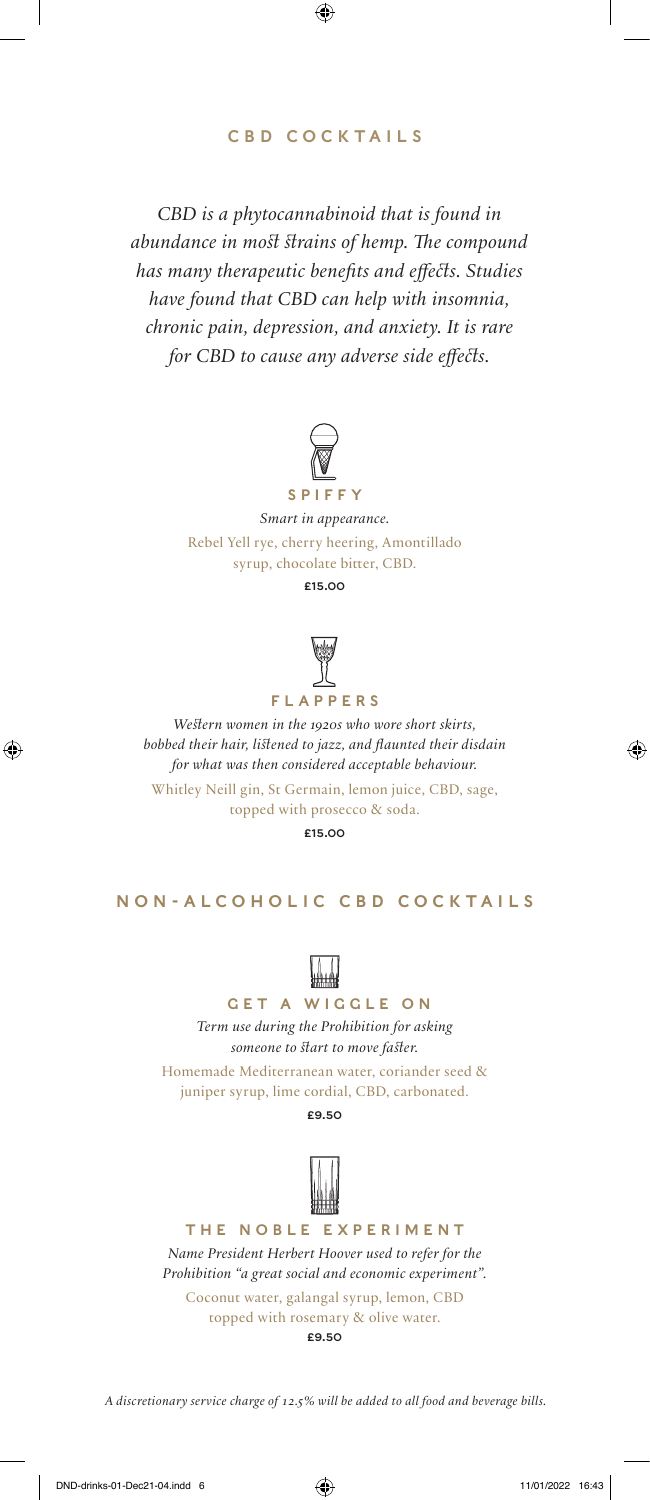## CBD COCKTAILS

*CBD is a phytocannabinoid that is found in abundance in most strains of hemp. The compound has many therapeutic benefits and effects. Studies have found that CBD can help with insomnia, chronic pain, depression, and anxiety. It is rare for CBD to cause any adverse side effects.*

### SPIFFY

*Smart in appearance.*

Rebel Yell rye, cherry heering, Amontillado syrup, chocolate bitter, CBD.

**£15.00**

### FLAPPERS

*Western women in the 1920s who wore short skirts, bobbed their hair, listened to jazz, and flaunted their disdain for what was then considered acceptable behaviour.*

Whitley Neill gin, St Germain, lemon juice, CBD, sage, topped with prosecco & soda.

**£15.00**

## NON-ALCOHOLIC CBD COCKTAILS

### GET A WIGGLE ON

*Term use during the Prohibition for asking someone to start to move faster.*

Homemade Mediterranean water, coriander seed & juniper syrup, lime cordial, CBD, carbonated.

**£9.50**

### THE NOBLE EXPERIMENT

*Name President Herbert Hoover used to refer for the Prohibition "a great social and economic experiment".*

Coconut water, galangal syrup, lemon, CBD topped with rosemary & olive water.

**£9.50**

*A discretionary service charge of 12.5% will be added to all food and beverage bills.*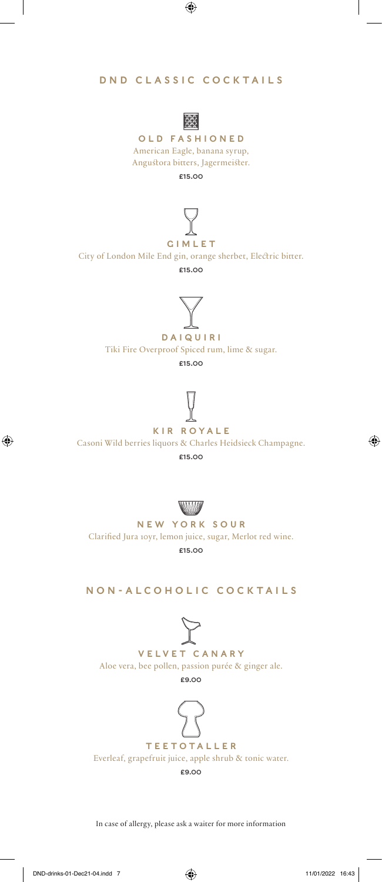## DND CLASSIC COCKTAILS

### OLD FASHIONED

American Eagle, banana syrup, Angustora bitters, Jagermeister.

£15.00

### GIMLET

City of London Mile End gin, orange sherbet, Electric bitter.

£15.00

### DAIQUIRI

Tiki Fire Overproof Spiced rum, lime & sugar.

£15.00

### KIR ROYALE

Casoni Wild berries liquors & Charles Heidsieck Champagne.

£15.00

### NEW YORK SOUR

Clarified Jura 10yr, lemon juice, sugar, Merlot red wine.

£15.00

## NON-ALCOHOLIC COCKTAILS

### VELVET CANARY

Aloe vera, bee pollen, passion purée & ginger ale.

£9.00

### TEETOTALLER

Everleaf, grapefruit juice, apple shrub & tonic water.

£9.00

In case of allergy, please ask a waiter for more information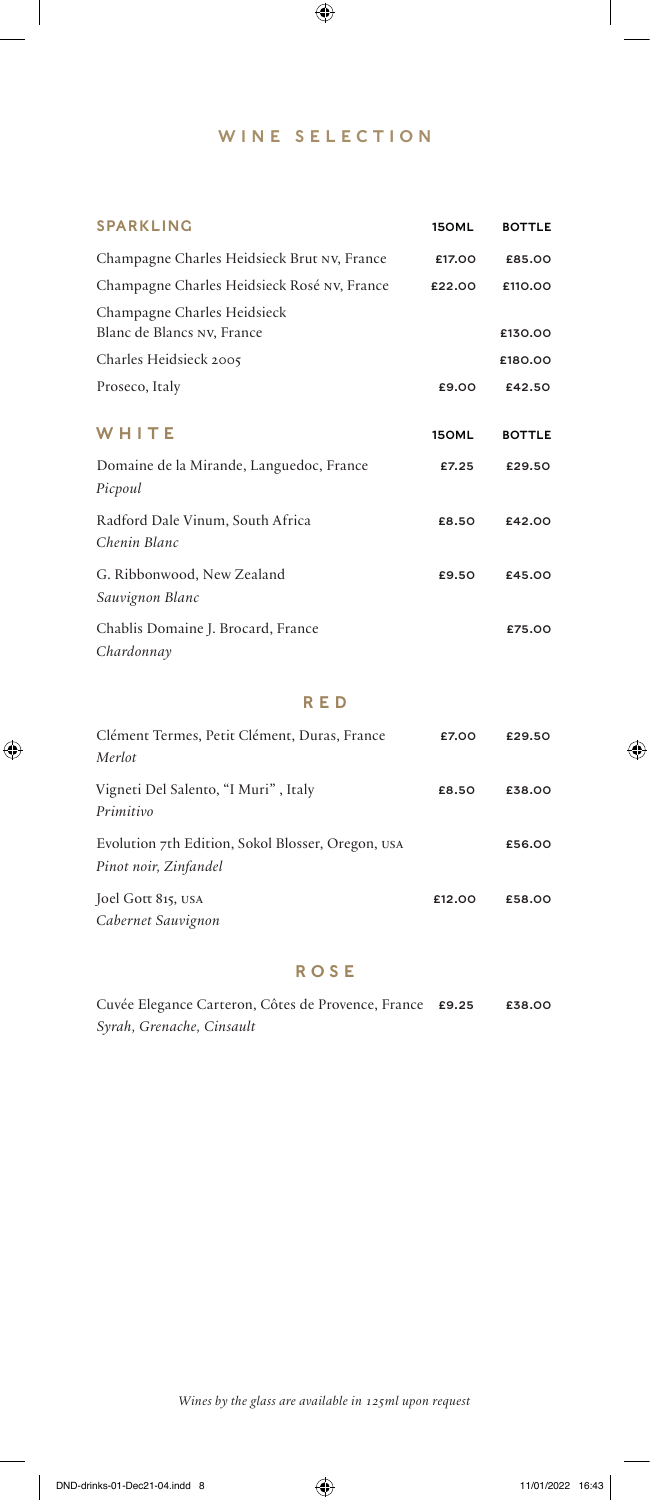# WINE SELECTION

## SPARKLING

| SPARKLING | 150ML | BOTTLE |
|---|---|---|
| Champagne Charles Heidsieck Brut NV, France | £17.00 | £85.00 |
| Champagne Charles Heidsieck Rosé NV, France | £22.00 | £110.00 |
| Champagne Charles Heidsieck Blanc de Blancs NV, France | | £130.00 |
| Charles Heidsieck 2005 | | £180.00 |
| Proseco, Italy | £9.00 | £42.50 |

## WHITE

| WHITE | 150ML | BOTTLE |
|---|---|---|
| Domaine de la Mirande, Languedoc, France *Picpoul* | £7.25 | £29.50 |
| Radford Dale Vinum, South Africa *Chenin Blanc* | £8.50 | £42.00 |
| G. Ribbonwood, New Zealand *Sauvignon Blanc* | £9.50 | £45.00 |
| Chablis Domaine J. Brocard, France *Chardonnay* | | £75.00 |

## RED

| RED | 150ML | BOTTLE |
|---|---|---|
| Clément Termes, Petit Clément, Duras, France *Merlot* | £7.00 | £29.50 |
| Vigneti Del Salento, "I Muri", Italy *Primitivo* | £8.50 | £38.00 |
| Evolution 7th Edition, Sokol Blosser, Oregon, USA *Pinot noir, Zinfandel* | | £56.00 |
| Joel Gott 815, USA *Cabernet Sauvignon* | £12.00 | £58.00 |

## ROSE

| ROSE | 150ML | BOTTLE |
|---|---|---|
| Cuvée Elegance Carteron, Côtes de Provence, France *Syrah, Grenache, Cinsault* | £9.25 | £38.00 |

*Wines by the glass are available in 125ml upon request*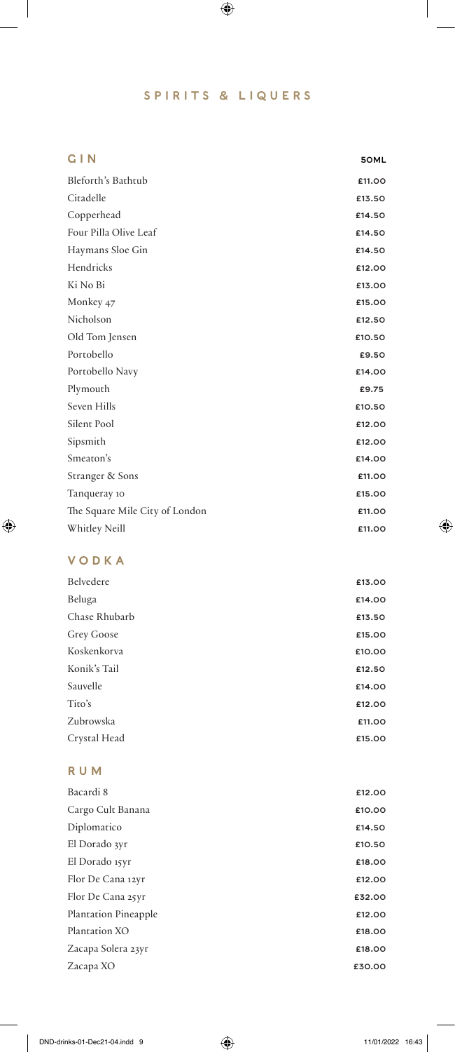# SPIRITS & LIQUERS

## GIN

| GIN | 50ML |
|---|---|
| Bleforth's Bathtub | £11.00 |
| Citadelle | £13.50 |
| Copperhead | £14.50 |
| Four Pilla Olive Leaf | £14.50 |
| Haymans Sloe Gin | £14.50 |
| Hendricks | £12.00 |
| Ki No Bi | £13.00 |
| Monkey 47 | £15.00 |
| Nicholson | £12.50 |
| Old Tom Jensen | £10.50 |
| Portobello | £9.50 |
| Portobello Navy | £14.00 |
| Plymouth | £9.75 |
| Seven Hills | £10.50 |
| Silent Pool | £12.00 |
| Sipsmith | £12.00 |
| Smeaton's | £14.00 |
| Stranger & Sons | £11.00 |
| Tanqueray 10 | £15.00 |
| The Square Mile City of London | £11.00 |
| Whitley Neill | £11.00 |

## VODKA

| VODKA | |
|---|---|
| Belvedere | £13.00 |
| Beluga | £14.00 |
| Chase Rhubarb | £13.50 |
| Grey Goose | £15.00 |
| Koskenkorva | £10.00 |
| Konik's Tail | £12.50 |
| Sauvelle | £14.00 |
| Tito's | £12.00 |
| Zubrowska | £11.00 |
| Crystal Head | £15.00 |

## RUM

| RUM | |
|---|---|
| Bacardi 8 | £12.00 |
| Cargo Cult Banana | £10.00 |
| Diplomatico | £14.50 |
| El Dorado 3yr | £10.50 |
| El Dorado 15yr | £18.00 |
| Flor De Cana 12yr | £12.00 |
| Flor De Cana 25yr | £32.00 |
| Plantation Pineapple | £12.00 |
| Plantation XO | £18.00 |
| Zacapa Solera 23yr | £18.00 |
| Zacapa XO | £30.00 |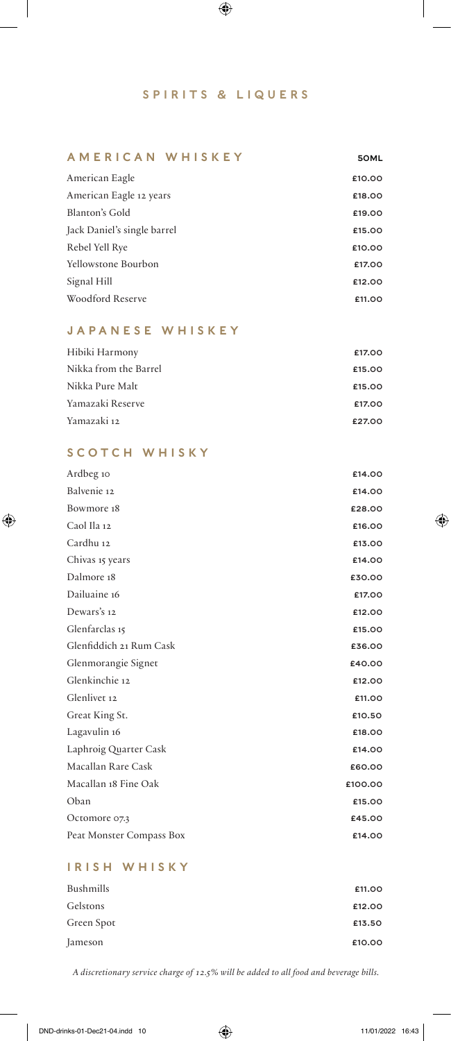# SPIRITS & LIQUERS

## AMERICAN WHISKEY

| | 50ML |
|---|---|
| American Eagle | £10.00 |
| American Eagle 12 years | £18.00 |
| Blanton's Gold | £19.00 |
| Jack Daniel's single barrel | £15.00 |
| Rebel Yell Rye | £10.00 |
| Yellowstone Bourbon | £17.00 |
| Signal Hill | £12.00 |
| Woodford Reserve | £11.00 |

## JAPANESE WHISKEY

| | |
|---|---|
| Hibiki Harmony | £17.00 |
| Nikka from the Barrel | £15.00 |
| Nikka Pure Malt | £15.00 |
| Yamazaki Reserve | £17.00 |
| Yamazaki 12 | £27.00 |

## SCOTCH WHISKY

| | |
|---|---|
| Ardbeg 10 | £14.00 |
| Balvenie 12 | £14.00 |
| Bowmore 18 | £28.00 |
| Caol Ila 12 | £16.00 |
| Cardhu 12 | £13.00 |
| Chivas 15 years | £14.00 |
| Dalmore 18 | £30.00 |
| Dailuaine 16 | £17.00 |
| Dewars's 12 | £12.00 |
| Glenfarclas 15 | £15.00 |
| Glenfiddich 21 Rum Cask | £36.00 |
| Glenmorangie Signet | £40.00 |
| Glenkinchie 12 | £12.00 |
| Glenlivet 12 | £11.00 |
| Great King St. | £10.50 |
| Lagavulin 16 | £18.00 |
| Laphroig Quarter Cask | £14.00 |
| Macallan Rare Cask | £60.00 |
| Macallan 18 Fine Oak | £100.00 |
| Oban | £15.00 |
| Octomore 07.3 | £45.00 |
| Peat Monster Compass Box | £14.00 |

## IRISH WHISKY

| | |
|---|---|
| Bushmills | £11.00 |
| Gelstons | £12.00 |
| Green Spot | £13.50 |
| Jameson | £10.00 |

*A discretionary service charge of 12.5% will be added to all food and beverage bills.*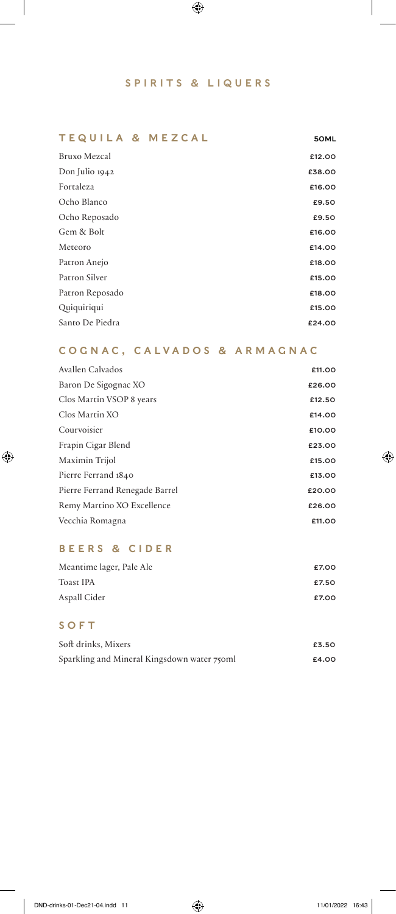# SPIRITS & LIQUERS

## TEQUILA & MEZCAL

| | 50ML |
|---|---|
| Bruxo Mezcal | £12.00 |
| Don Julio 1942 | £38.00 |
| Fortaleza | £16.00 |
| Ocho Blanco | £9.50 |
| Ocho Reposado | £9.50 |
| Gem & Bolt | £16.00 |
| Meteoro | £14.00 |
| Patron Anejo | £18.00 |
| Patron Silver | £15.00 |
| Patron Reposado | £18.00 |
| Quiquiriqui | £15.00 |
| Santo De Piedra | £24.00 |

## COGNAC, CALVADOS & ARMAGNAC

| | |
|---|---|
| Avallen Calvados | £11.00 |
| Baron De Sigognac XO | £26.00 |
| Clos Martin VSOP 8 years | £12.50 |
| Clos Martin XO | £14.00 |
| Courvoisier | £10.00 |
| Frapin Cigar Blend | £23.00 |
| Maximin Trijol | £15.00 |
| Pierre Ferrand 1840 | £13.00 |
| Pierre Ferrand Renegade Barrel | £20.00 |
| Remy Martino XO Excellence | £26.00 |
| Vecchia Romagna | £11.00 |

## BEERS & CIDER

| | |
|---|---|
| Meantime lager, Pale Ale | £7.00 |
| Toast IPA | £7.50 |
| Aspall Cider | £7.00 |

## SOFT

| | |
|---|---|
| Soft drinks, Mixers | £3.50 |
| Sparkling and Mineral Kingsdown water 750ml | £4.00 |